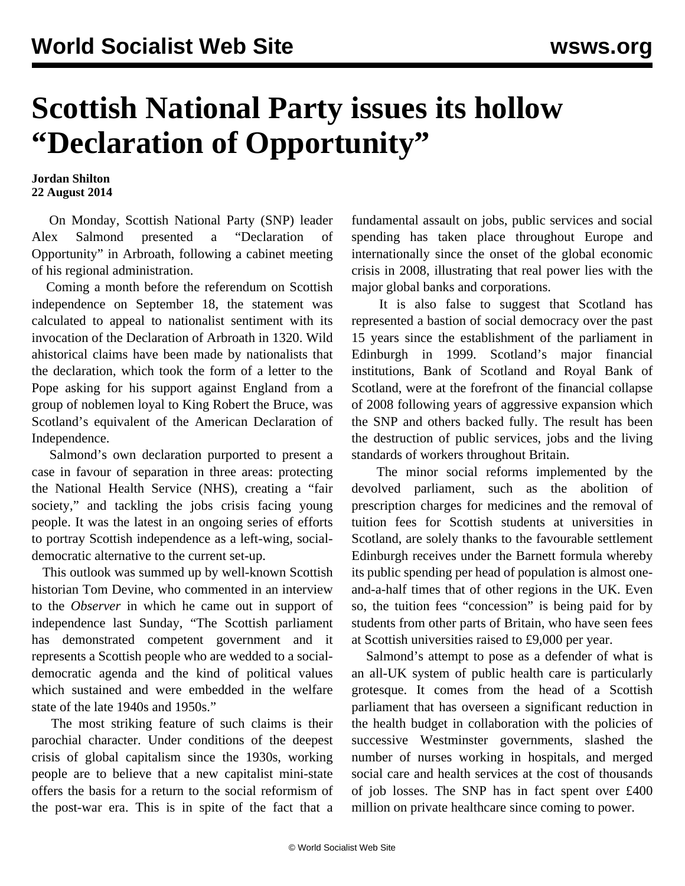# Scottish National Party issues its hollow "Declaration of Opportunity"

**Jordan Shilton**
**22 August 2014**

On Monday, Scottish National Party (SNP) leader Alex Salmond presented a "Declaration of Opportunity" in Arbroath, following a cabinet meeting of his regional administration.

Coming a month before the referendum on Scottish independence on September 18, the statement was calculated to appeal to nationalist sentiment with its invocation of the Declaration of Arbroath in 1320. Wild ahistorical claims have been made by nationalists that the declaration, which took the form of a letter to the Pope asking for his support against England from a group of noblemen loyal to King Robert the Bruce, was Scotland's equivalent of the American Declaration of Independence.

Salmond's own declaration purported to present a case in favour of separation in three areas: protecting the National Health Service (NHS), creating a "fair society," and tackling the jobs crisis facing young people. It was the latest in an ongoing series of efforts to portray Scottish independence as a left-wing, social-democratic alternative to the current set-up.

This outlook was summed up by well-known Scottish historian Tom Devine, who commented in an interview to the *Observer* in which he came out in support of independence last Sunday, "The Scottish parliament has demonstrated competent government and it represents a Scottish people who are wedded to a social-democratic agenda and the kind of political values which sustained and were embedded in the welfare state of the late 1940s and 1950s."

The most striking feature of such claims is their parochial character. Under conditions of the deepest crisis of global capitalism since the 1930s, working people are to believe that a new capitalist mini-state offers the basis for a return to the social reformism of the post-war era. This is in spite of the fact that a fundamental assault on jobs, public services and social spending has taken place throughout Europe and internationally since the onset of the global economic crisis in 2008, illustrating that real power lies with the major global banks and corporations.

It is also false to suggest that Scotland has represented a bastion of social democracy over the past 15 years since the establishment of the parliament in Edinburgh in 1999. Scotland's major financial institutions, Bank of Scotland and Royal Bank of Scotland, were at the forefront of the financial collapse of 2008 following years of aggressive expansion which the SNP and others backed fully. The result has been the destruction of public services, jobs and the living standards of workers throughout Britain.

The minor social reforms implemented by the devolved parliament, such as the abolition of prescription charges for medicines and the removal of tuition fees for Scottish students at universities in Scotland, are solely thanks to the favourable settlement Edinburgh receives under the Barnett formula whereby its public spending per head of population is almost one-and-a-half times that of other regions in the UK. Even so, the tuition fees "concession" is being paid for by students from other parts of Britain, who have seen fees at Scottish universities raised to £9,000 per year.

Salmond's attempt to pose as a defender of what is an all-UK system of public health care is particularly grotesque. It comes from the head of a Scottish parliament that has overseen a significant reduction in the health budget in collaboration with the policies of successive Westminster governments, slashed the number of nurses working in hospitals, and merged social care and health services at the cost of thousands of job losses. The SNP has in fact spent over £400 million on private healthcare since coming to power.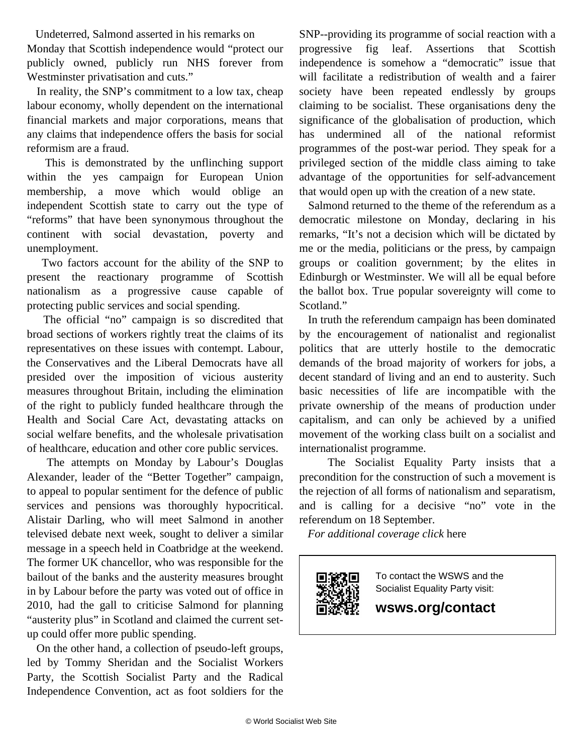Undeterred, Salmond asserted in his remarks on Monday that Scottish independence would “protect our publicly owned, publicly run NHS forever from Westminster privatisation and cuts.”

In reality, the SNP’s commitment to a low tax, cheap labour economy, wholly dependent on the international financial markets and major corporations, means that any claims that independence offers the basis for social reformism are a fraud.

This is demonstrated by the unflinching support within the yes campaign for European Union membership, a move which would oblige an independent Scottish state to carry out the type of “reforms” that have been synonymous throughout the continent with social devastation, poverty and unemployment.

Two factors account for the ability of the SNP to present the reactionary programme of Scottish nationalism as a progressive cause capable of protecting public services and social spending.

The official “no” campaign is so discredited that broad sections of workers rightly treat the claims of its representatives on these issues with contempt. Labour, the Conservatives and the Liberal Democrats have all presided over the imposition of vicious austerity measures throughout Britain, including the elimination of the right to publicly funded healthcare through the Health and Social Care Act, devastating attacks on social welfare benefits, and the wholesale privatisation of healthcare, education and other core public services.

The attempts on Monday by Labour’s Douglas Alexander, leader of the “Better Together” campaign, to appeal to popular sentiment for the defence of public services and pensions was thoroughly hypocritical. Alistair Darling, who will meet Salmond in another televised debate next week, sought to deliver a similar message in a speech held in Coatbridge at the weekend. The former UK chancellor, who was responsible for the bailout of the banks and the austerity measures brought in by Labour before the party was voted out of office in 2010, had the gall to criticise Salmond for planning “austerity plus” in Scotland and claimed the current set-up could offer more public spending.

On the other hand, a collection of pseudo-left groups, led by Tommy Sheridan and the Socialist Workers Party, the Scottish Socialist Party and the Radical Independence Convention, act as foot soldiers for the SNP--providing its programme of social reaction with a progressive fig leaf. Assertions that Scottish independence is somehow a “democratic” issue that will facilitate a redistribution of wealth and a fairer society have been repeated endlessly by groups claiming to be socialist. These organisations deny the significance of the globalisation of production, which has undermined all of the national reformist programmes of the post-war period. They speak for a privileged section of the middle class aiming to take advantage of the opportunities for self-advancement that would open up with the creation of a new state.

Salmond returned to the theme of the referendum as a democratic milestone on Monday, declaring in his remarks, “It’s not a decision which will be dictated by me or the media, politicians or the press, by campaign groups or coalition government; by the elites in Edinburgh or Westminster. We will all be equal before the ballot box. True popular sovereignty will come to Scotland.”

In truth the referendum campaign has been dominated by the encouragement of nationalist and regionalist politics that are utterly hostile to the democratic demands of the broad majority of workers for jobs, a decent standard of living and an end to austerity. Such basic necessities of life are incompatible with the private ownership of the means of production under capitalism, and can only be achieved by a unified movement of the working class built on a socialist and internationalist programme.

The Socialist Equality Party insists that a precondition for the construction of such a movement is the rejection of all forms of nationalism and separatism, and is calling for a decisive “no” vote in the referendum on 18 September.

*For additional coverage click* here

To contact the WSWS and the Socialist Equality Party visit:

**wsws.org/contact**